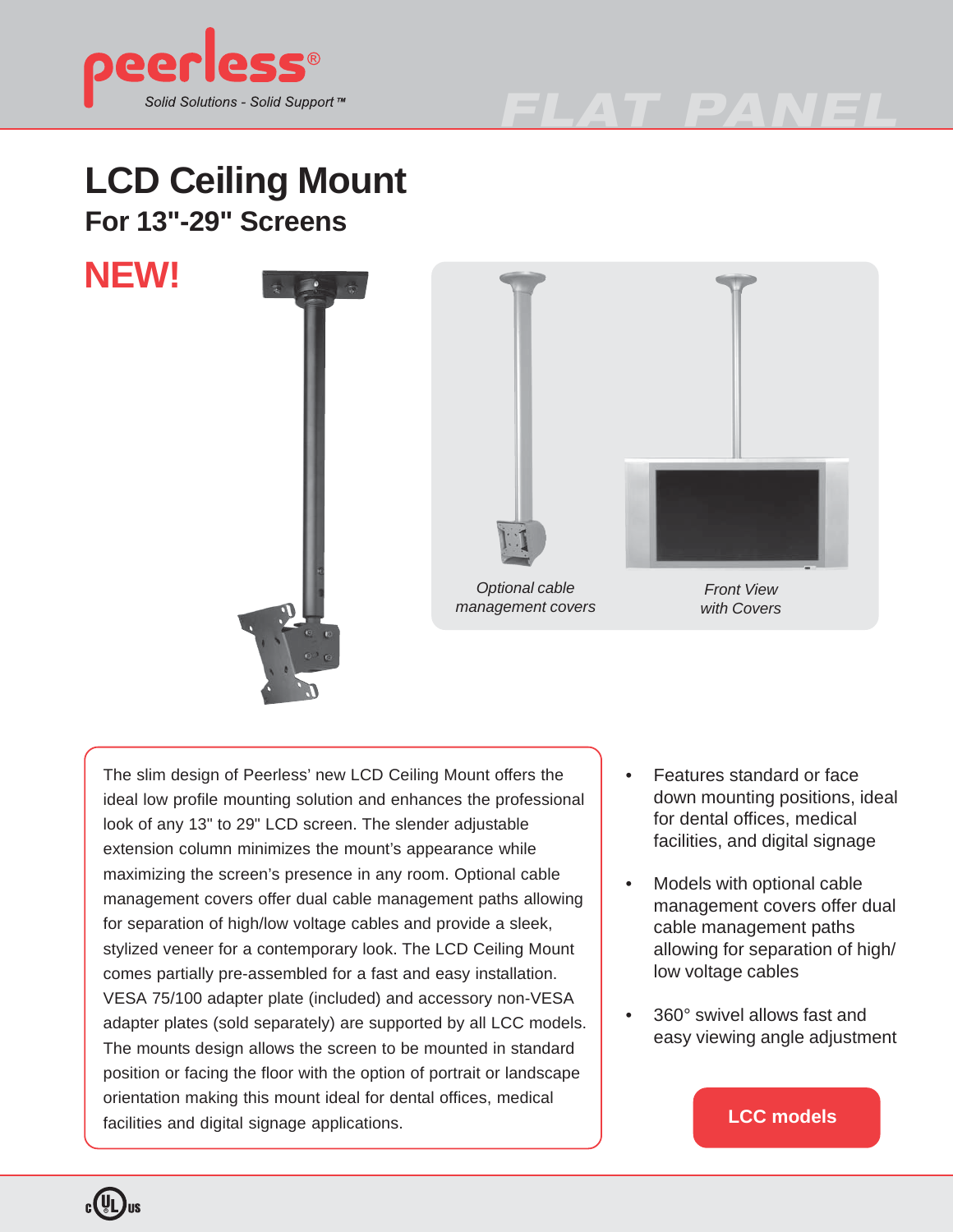peerless®

Solid Solutions - Solid Support™

FLAT PANEL

# LCD Ceiling Mount

## For 13"-29" Screens

**NEW!**

*Optional cable management covers*

*Front View with Covers*

The slim design of Peerless' new LCD Ceiling Mount offers the ideal low profile mounting solution and enhances the professional look of any 13" to 29" LCD screen. The slender adjustable extension column minimizes the mount's appearance while maximizing the screen's presence in any room. Optional cable management covers offer dual cable management paths allowing for separation of high/low voltage cables and provide a sleek, stylized veneer for a contemporary look. The LCD Ceiling Mount comes partially pre-assembled for a fast and easy installation. VESA 75/100 adapter plate (included) and accessory non-VESA adapter plates (sold separately) are supported by all LCC models. The mounts design allows the screen to be mounted in standard position or facing the floor with the option of portrait or landscape orientation making this mount ideal for dental offices, medical facilities and digital signage applications.

- Features standard or face down mounting positions, ideal for dental offices, medical facilities, and digital signage
- Models with optional cable management covers offer dual cable management paths allowing for separation of high/ low voltage cables
- 360° swivel allows fast and easy viewing angle adjustment

**LCC models**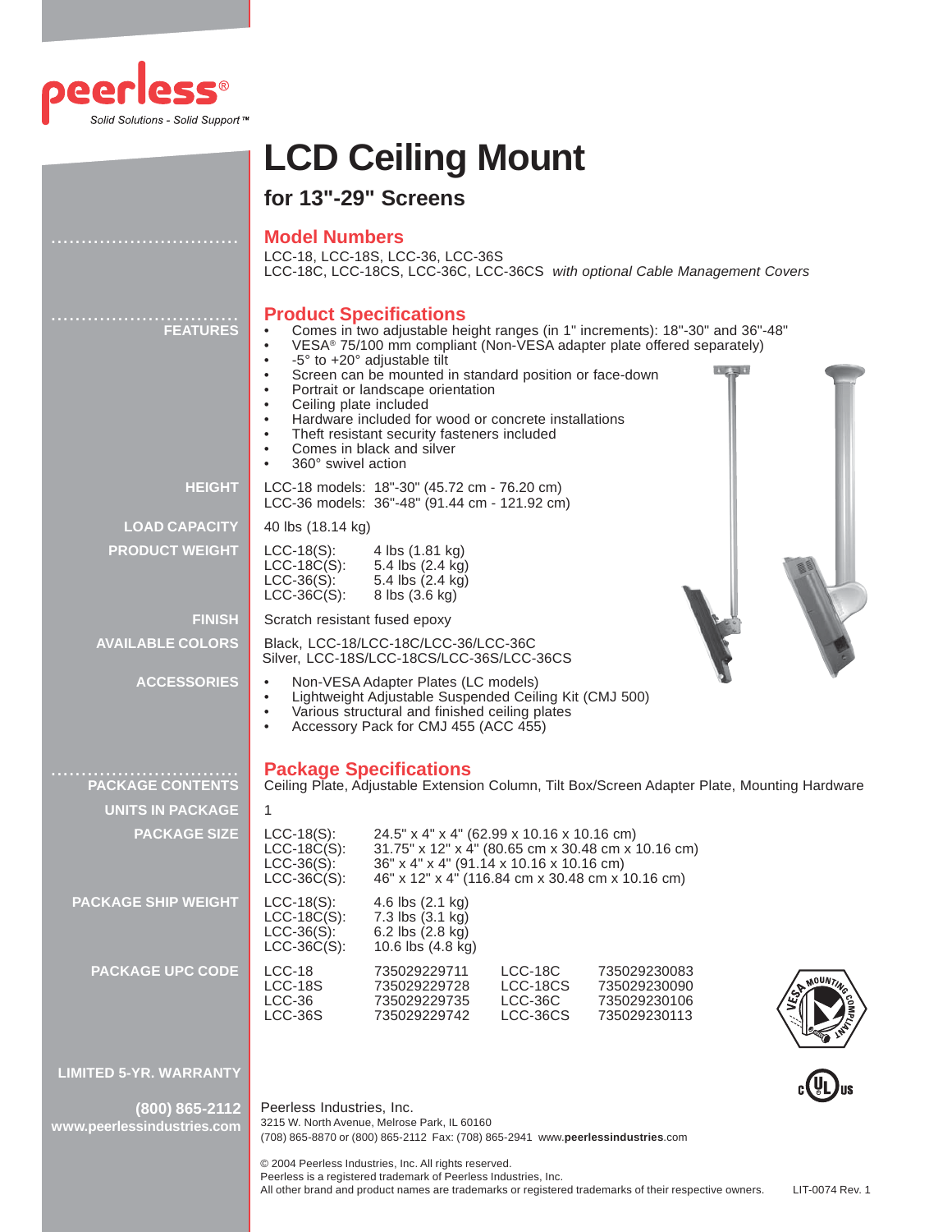peerless®
*Solid Solutions - Solid Support™*

# LCD Ceiling Mount

## for 13"-29" Screens

### Model Numbers

LCC-18, LCC-18S, LCC-36, LCC-36S
LCC-18C, LCC-18CS, LCC-36C, LCC-36CS *with optional Cable Management Covers*

### Product Specifications

**FEATURES**

- Comes in two adjustable height ranges (in 1" increments): 18"-30" and 36"-48"
- VESA® 75/100 mm compliant (Non-VESA adapter plate offered separately)
- -5° to +20° adjustable tilt
- Screen can be mounted in standard position or face-down
- Portrait or landscape orientation
- Ceiling plate included
- Hardware included for wood or concrete installations
- Theft resistant security fasteners included
- Comes in black and silver
- 360° swivel action

**HEIGHT**

LCC-18 models: 18"-30" (45.72 cm - 76.20 cm)
LCC-36 models: 36"-48" (91.44 cm - 121.92 cm)

**LOAD CAPACITY**

40 lbs (18.14 kg)

**PRODUCT WEIGHT**

| | |
|---|---|
| LCC-18(S): | 4 lbs (1.81 kg) |
| LCC-18C(S): | 5.4 lbs (2.4 kg) |
| LCC-36(S): | 5.4 lbs (2.4 kg) |
| LCC-36C(S): | 8 lbs (3.6 kg) |

**FINISH**

Scratch resistant fused epoxy

**AVAILABLE COLORS**

Black, LCC-18/LCC-18C/LCC-36/LCC-36C
Silver, LCC-18S/LCC-18CS/LCC-36S/LCC-36CS

**ACCESSORIES**

- Non-VESA Adapter Plates (LC models)
- Lightweight Adjustable Suspended Ceiling Kit (CMJ 500)
- Various structural and finished ceiling plates
- Accessory Pack for CMJ 455 (ACC 455)

### Package Specifications

**PACKAGE CONTENTS**

Ceiling Plate, Adjustable Extension Column, Tilt Box/Screen Adapter Plate, Mounting Hardware

**UNITS IN PACKAGE**

1

**PACKAGE SIZE**

| | |
|---|---|
| LCC-18(S): | 24.5" x 4" x 4" (62.99 x 10.16 x 10.16 cm) |
| LCC-18C(S): | 31.75" x 12" x 4" (80.65 cm x 30.48 cm x 10.16 cm) |
| LCC-36(S): | 36" x 4" x 4" (91.14 x 10.16 x 10.16 cm) |
| LCC-36C(S): | 46" x 12" x 4" (116.84 cm x 30.48 cm x 10.16 cm) |

**PACKAGE SHIP WEIGHT**

| | |
|---|---|
| LCC-18(S): | 4.6 lbs (2.1 kg) |
| LCC-18C(S): | 7.3 lbs (3.1 kg) |
| LCC-36(S): | 6.2 lbs (2.8 kg) |
| LCC-36C(S): | 10.6 lbs (4.8 kg) |

**PACKAGE UPC CODE**

| | | | |
|---|---|---|---|
| LCC-18 | 735029229711 | LCC-18C | 735029230083 |
| LCC-18S | 735029229728 | LCC-18CS | 735029230090 |
| LCC-36 | 735029229735 | LCC-36C | 735029230106 |
| LCC-36S | 735029229742 | LCC-36CS | 735029230113 |

VESA MOUNTING COMPLIANT

c UL us

**LIMITED 5-YR. WARRANTY**

**(800) 865-2112**
**www.peerlessindustries.com**

Peerless Industries, Inc.
3215 W. North Avenue, Melrose Park, IL 60160
(708) 865-8870 or (800) 865-2112 Fax: (708) 865-2941 www.**peerlessindustries**.com

© 2004 Peerless Industries, Inc. All rights reserved.
Peerless is a registered trademark of Peerless Industries, Inc.
All other brand and product names are trademarks or registered trademarks of their respective owners.

LIT-0074 Rev. 1